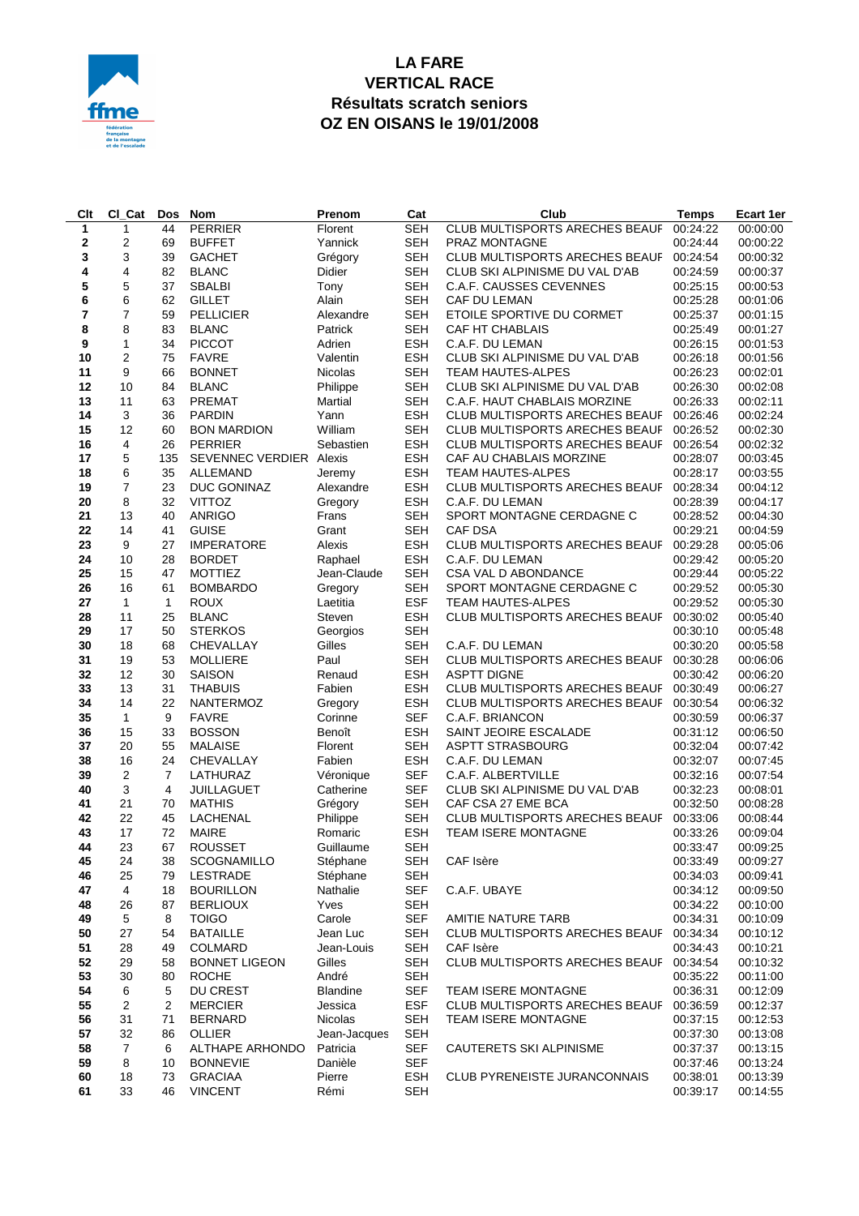# LA FARE
# VERTICAL RACE
## Résultats scratch seniors
## OZ EN OISANS le 19/01/2008

| Clt | Cl_Cat | Dos | Nom | Prenom | Cat | Club | Temps | Ecart 1er |
|---|---|---|---|---|---|---|---|---|
| 1 | 1 | 44 | PERRIER | Florent | SEH | CLUB MULTISPORTS ARECHES BEAUF | 00:24:22 | 00:00:00 |
| 2 | 2 | 69 | BUFFET | Yannick | SEH | PRAZ MONTAGNE | 00:24:44 | 00:00:22 |
| 3 | 3 | 39 | GACHET | Grégory | SEH | CLUB MULTISPORTS ARECHES BEAUF | 00:24:54 | 00:00:32 |
| 4 | 4 | 82 | BLANC | Didier | SEH | CLUB SKI ALPINISME DU VAL D'AB | 00:24:59 | 00:00:37 |
| 5 | 5 | 37 | SBALBI | Tony | SEH | C.A.F. CAUSSES CEVENNES | 00:25:15 | 00:00:53 |
| 6 | 6 | 62 | GILLET | Alain | SEH | CAF DU LEMAN | 00:25:28 | 00:01:06 |
| 7 | 7 | 59 | PELLICIER | Alexandre | SEH | ETOILE SPORTIVE DU CORMET | 00:25:37 | 00:01:15 |
| 8 | 8 | 83 | BLANC | Patrick | SEH | CAF HT CHABLAIS | 00:25:49 | 00:01:27 |
| 9 | 1 | 34 | PICCOT | Adrien | ESH | C.A.F. DU LEMAN | 00:26:15 | 00:01:53 |
| 10 | 2 | 75 | FAVRE | Valentin | ESH | CLUB SKI ALPINISME DU VAL D'AB | 00:26:18 | 00:01:56 |
| 11 | 9 | 66 | BONNET | Nicolas | SEH | TEAM HAUTES-ALPES | 00:26:23 | 00:02:01 |
| 12 | 10 | 84 | BLANC | Philippe | SEH | CLUB SKI ALPINISME DU VAL D'AB | 00:26:30 | 00:02:08 |
| 13 | 11 | 63 | PREMAT | Martial | SEH | C.A.F. HAUT CHABLAIS MORZINE | 00:26:33 | 00:02:11 |
| 14 | 3 | 36 | PARDIN | Yann | ESH | CLUB MULTISPORTS ARECHES BEAUF | 00:26:46 | 00:02:24 |
| 15 | 12 | 60 | BON MARDION | William | SEH | CLUB MULTISPORTS ARECHES BEAUF | 00:26:52 | 00:02:30 |
| 16 | 4 | 26 | PERRIER | Sebastien | ESH | CLUB MULTISPORTS ARECHES BEAUF | 00:26:54 | 00:02:32 |
| 17 | 5 | 135 | SEVENNEC VERDIER | Alexis | ESH | CAF AU CHABLAIS MORZINE | 00:28:07 | 00:03:45 |
| 18 | 6 | 35 | ALLEMAND | Jeremy | ESH | TEAM HAUTES-ALPES | 00:28:17 | 00:03:55 |
| 19 | 7 | 23 | DUC GONINAZ | Alexandre | ESH | CLUB MULTISPORTS ARECHES BEAUF | 00:28:34 | 00:04:12 |
| 20 | 8 | 32 | VITTOZ | Gregory | ESH | C.A.F. DU LEMAN | 00:28:39 | 00:04:17 |
| 21 | 13 | 40 | ANRIGO | Frans | SEH | SPORT MONTAGNE CERDAGNE C | 00:28:52 | 00:04:30 |
| 22 | 14 | 41 | GUISE | Grant | SEH | CAF DSA | 00:29:21 | 00:04:59 |
| 23 | 9 | 27 | IMPERATORE | Alexis | ESH | CLUB MULTISPORTS ARECHES BEAUF | 00:29:28 | 00:05:06 |
| 24 | 10 | 28 | BORDET | Raphael | ESH | C.A.F. DU LEMAN | 00:29:42 | 00:05:20 |
| 25 | 15 | 47 | MOTTIEZ | Jean-Claude | SEH | CSA VAL D ABONDANCE | 00:29:44 | 00:05:22 |
| 26 | 16 | 61 | BOMBARDO | Gregory | SEH | SPORT MONTAGNE CERDAGNE C | 00:29:52 | 00:05:30 |
| 27 | 1 | 1 | ROUX | Laetitia | ESF | TEAM HAUTES-ALPES | 00:29:52 | 00:05:30 |
| 28 | 11 | 25 | BLANC | Steven | ESH | CLUB MULTISPORTS ARECHES BEAUF | 00:30:02 | 00:05:40 |
| 29 | 17 | 50 | STERKOS | Georgios | SEH | | 00:30:10 | 00:05:48 |
| 30 | 18 | 68 | CHEVALLAY | Gilles | SEH | C.A.F. DU LEMAN | 00:30:20 | 00:05:58 |
| 31 | 19 | 53 | MOLLIERE | Paul | SEH | CLUB MULTISPORTS ARECHES BEAUF | 00:30:28 | 00:06:06 |
| 32 | 12 | 30 | SAISON | Renaud | ESH | ASPTT DIGNE | 00:30:42 | 00:06:20 |
| 33 | 13 | 31 | THABUIS | Fabien | ESH | CLUB MULTISPORTS ARECHES BEAUF | 00:30:49 | 00:06:27 |
| 34 | 14 | 22 | NANTERMOZ | Gregory | ESH | CLUB MULTISPORTS ARECHES BEAUF | 00:30:54 | 00:06:32 |
| 35 | 1 | 9 | FAVRE | Corinne | SEF | C.A.F. BRIANCON | 00:30:59 | 00:06:37 |
| 36 | 15 | 33 | BOSSON | Benoît | ESH | SAINT JEOIRE ESCALADE | 00:31:12 | 00:06:50 |
| 37 | 20 | 55 | MALAISE | Florent | SEH | ASPTT STRASBOURG | 00:32:04 | 00:07:42 |
| 38 | 16 | 24 | CHEVALLAY | Fabien | ESH | C.A.F. DU LEMAN | 00:32:07 | 00:07:45 |
| 39 | 2 | 7 | LATHURAZ | Véronique | SEF | C.A.F. ALBERTVILLE | 00:32:16 | 00:07:54 |
| 40 | 3 | 4 | JUILLAGUET | Catherine | SEF | CLUB SKI ALPINISME DU VAL D'AB | 00:32:23 | 00:08:01 |
| 41 | 21 | 70 | MATHIS | Grégory | SEH | CAF CSA 27 EME BCA | 00:32:50 | 00:08:28 |
| 42 | 22 | 45 | LACHENAL | Philippe | SEH | CLUB MULTISPORTS ARECHES BEAUF | 00:33:06 | 00:08:44 |
| 43 | 17 | 72 | MAIRE | Romaric | ESH | TEAM ISERE MONTAGNE | 00:33:26 | 00:09:04 |
| 44 | 23 | 67 | ROUSSET | Guillaume | SEH | | 00:33:47 | 00:09:25 |
| 45 | 24 | 38 | SCOGNAMILLO | Stéphane | SEH | CAF Isère | 00:33:49 | 00:09:27 |
| 46 | 25 | 79 | LESTRADE | Stéphane | SEH | | 00:34:03 | 00:09:41 |
| 47 | 4 | 18 | BOURILLON | Nathalie | SEF | C.A.F. UBAYE | 00:34:12 | 00:09:50 |
| 48 | 26 | 87 | BERLIOUX | Yves | SEH | | 00:34:22 | 00:10:00 |
| 49 | 5 | 8 | TOIGO | Carole | SEF | AMITIE NATURE TARB | 00:34:31 | 00:10:09 |
| 50 | 27 | 54 | BATAILLE | Jean Luc | SEH | CLUB MULTISPORTS ARECHES BEAUF | 00:34:34 | 00:10:12 |
| 51 | 28 | 49 | COLMARD | Jean-Louis | SEH | CAF Isère | 00:34:43 | 00:10:21 |
| 52 | 29 | 58 | BONNET LIGEON | Gilles | SEH | CLUB MULTISPORTS ARECHES BEAUF | 00:34:54 | 00:10:32 |
| 53 | 30 | 80 | ROCHE | André | SEH | | 00:35:22 | 00:11:00 |
| 54 | 6 | 5 | DU CREST | Blandine | SEF | TEAM ISERE MONTAGNE | 00:36:31 | 00:12:09 |
| 55 | 2 | 2 | MERCIER | Jessica | ESF | CLUB MULTISPORTS ARECHES BEAUF | 00:36:59 | 00:12:37 |
| 56 | 31 | 71 | BERNARD | Nicolas | SEH | TEAM ISERE MONTAGNE | 00:37:15 | 00:12:53 |
| 57 | 32 | 86 | OLLIER | Jean-Jacques | SEH | | 00:37:30 | 00:13:08 |
| 58 | 7 | 6 | ALTHAPE ARHONDO | Patricia | SEF | CAUTERETS SKI ALPINISME | 00:37:37 | 00:13:15 |
| 59 | 8 | 10 | BONNEVIE | Danièle | SEF | | 00:37:46 | 00:13:24 |
| 60 | 18 | 73 | GRACIAA | Pierre | ESH | CLUB PYRENEISTE JURANCONNAIS | 00:38:01 | 00:13:39 |
| 61 | 33 | 46 | VINCENT | Rémi | SEH | | 00:39:17 | 00:14:55 |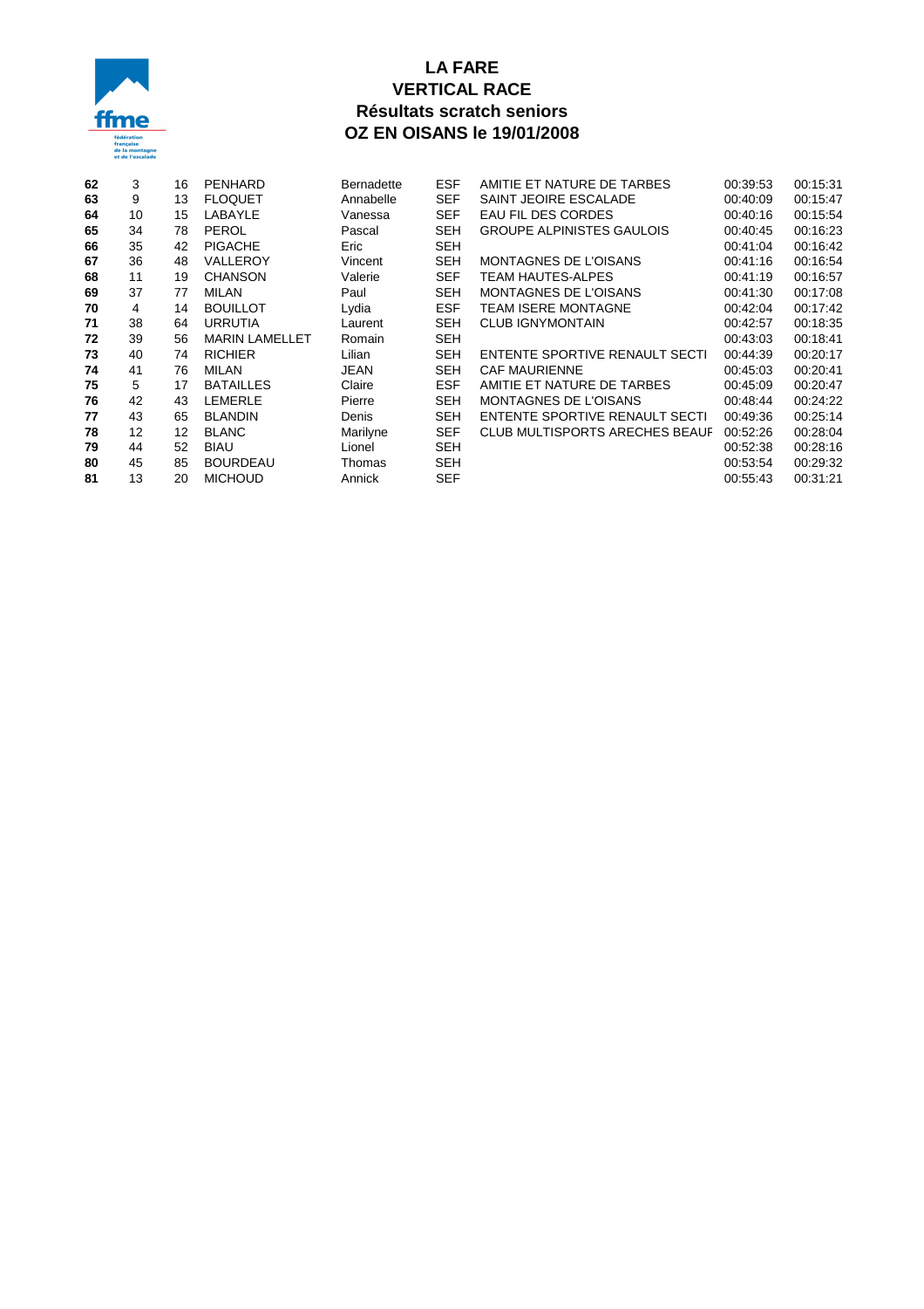# LA FARE
## VERTICAL RACE
### Résultats scratch seniors
### OZ EN OISANS le 19/01/2008

| | | | | | | | | |
|---|---|---|---|---|---|---|---|---|
| **62** | 3 | 16 | PENHARD | Bernadette | ESF | AMITIE ET NATURE DE TARBES | 00:39:53 | 00:15:31 |
| **63** | 9 | 13 | FLOQUET | Annabelle | SEF | SAINT JEOIRE ESCALADE | 00:40:09 | 00:15:47 |
| **64** | 10 | 15 | LABAYLE | Vanessa | SEF | EAU FIL DES CORDES | 00:40:16 | 00:15:54 |
| **65** | 34 | 78 | PEROL | Pascal | SEH | GROUPE ALPINISTES GAULOIS | 00:40:45 | 00:16:23 |
| **66** | 35 | 42 | PIGACHE | Eric | SEH | | 00:41:04 | 00:16:42 |
| **67** | 36 | 48 | VALLEROY | Vincent | SEH | MONTAGNES DE L'OISANS | 00:41:16 | 00:16:54 |
| **68** | 11 | 19 | CHANSON | Valerie | SEF | TEAM HAUTES-ALPES | 00:41:19 | 00:16:57 |
| **69** | 37 | 77 | MILAN | Paul | SEH | MONTAGNES DE L'OISANS | 00:41:30 | 00:17:08 |
| **70** | 4 | 14 | BOUILLOT | Lydia | ESF | TEAM ISERE MONTAGNE | 00:42:04 | 00:17:42 |
| **71** | 38 | 64 | URRUTIA | Laurent | SEH | CLUB IGNYMONTAIN | 00:42:57 | 00:18:35 |
| **72** | 39 | 56 | MARIN LAMELLET | Romain | SEH | | 00:43:03 | 00:18:41 |
| **73** | 40 | 74 | RICHIER | Lilian | SEH | ENTENTE SPORTIVE RENAULT SECTI | 00:44:39 | 00:20:17 |
| **74** | 41 | 76 | MILAN | JEAN | SEH | CAF MAURIENNE | 00:45:03 | 00:20:41 |
| **75** | 5 | 17 | BATAILLES | Claire | ESF | AMITIE ET NATURE DE TARBES | 00:45:09 | 00:20:47 |
| **76** | 42 | 43 | LEMERLE | Pierre | SEH | MONTAGNES DE L'OISANS | 00:48:44 | 00:24:22 |
| **77** | 43 | 65 | BLANDIN | Denis | SEH | ENTENTE SPORTIVE RENAULT SECTI | 00:49:36 | 00:25:14 |
| **78** | 12 | 12 | BLANC | Marilyne | SEF | CLUB MULTISPORTS ARECHES BEAUF | 00:52:26 | 00:28:04 |
| **79** | 44 | 52 | BIAU | Lionel | SEH | | 00:52:38 | 00:28:16 |
| **80** | 45 | 85 | BOURDEAU | Thomas | SEH | | 00:53:54 | 00:29:32 |
| **81** | 13 | 20 | MICHOUD | Annick | SEF | | 00:55:43 | 00:31:21 |